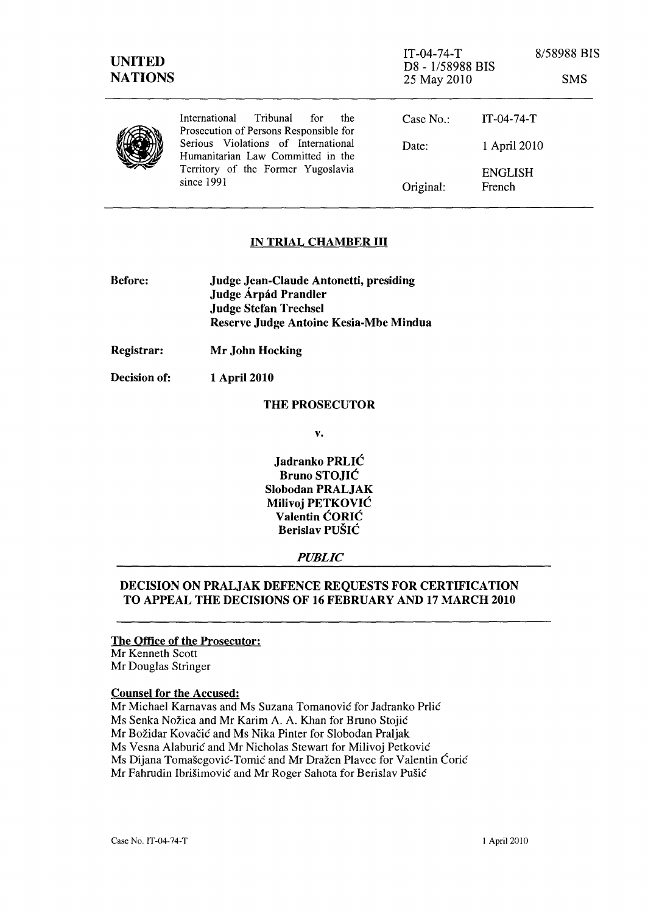**UNITED NATIONS**

IT-04-74-T
D8 - 1/58988 BIS
25 May 2010

8/58988 BIS

SMS

International Tribunal for the Prosecution of Persons Responsible for Serious Violations of International Humanitarian Law Committed in the Territory of the Former Yugoslavia since 1991

| | |
|---|---|
| Case No.: | IT-04-74-T |
| Date: | 1 April 2010 |
| | ENGLISH |
| Original: | French |

## IN TRIAL CHAMBER III

**Before:** **Judge Jean-Claude Antonetti, presiding**
**Judge Árpád Prandler**
**Judge Stefan Trechsel**
**Reserve Judge Antoine Kesia-Mbe Mindua**

**Registrar:** **Mr John Hocking**

**Decision of:** **1 April 2010**

**THE PROSECUTOR**

**v.**

**Jadranko PRLIĆ**
**Bruno STOJIĆ**
**Slobodan PRALJAK**
**Milivoj PETKOVIĆ**
**Valentin ĆORIĆ**
**Berislav PUŠIĆ**

***PUBLIC***

## DECISION ON PRALJAK DEFENCE REQUESTS FOR CERTIFICATION TO APPEAL THE DECISIONS OF 16 FEBRUARY AND 17 MARCH 2010

**The Office of the Prosecutor:**
Mr Kenneth Scott
Mr Douglas Stringer

**Counsel for the Accused:**
Mr Michael Karnavas and Ms Suzana Tomanović for Jadranko Prlić
Ms Senka Nožica and Mr Karim A. A. Khan for Bruno Stojić
Mr Božidar Kovačić and Ms Nika Pinter for Slobodan Praljak
Ms Vesna Alaburić and Mr Nicholas Stewart for Milivoj Petković
Ms Dijana Tomašegović-Tomić and Mr Dražen Plavec for Valentin Ćorić
Mr Fahrudin Ibrišimović and Mr Roger Sahota for Berislav Pušić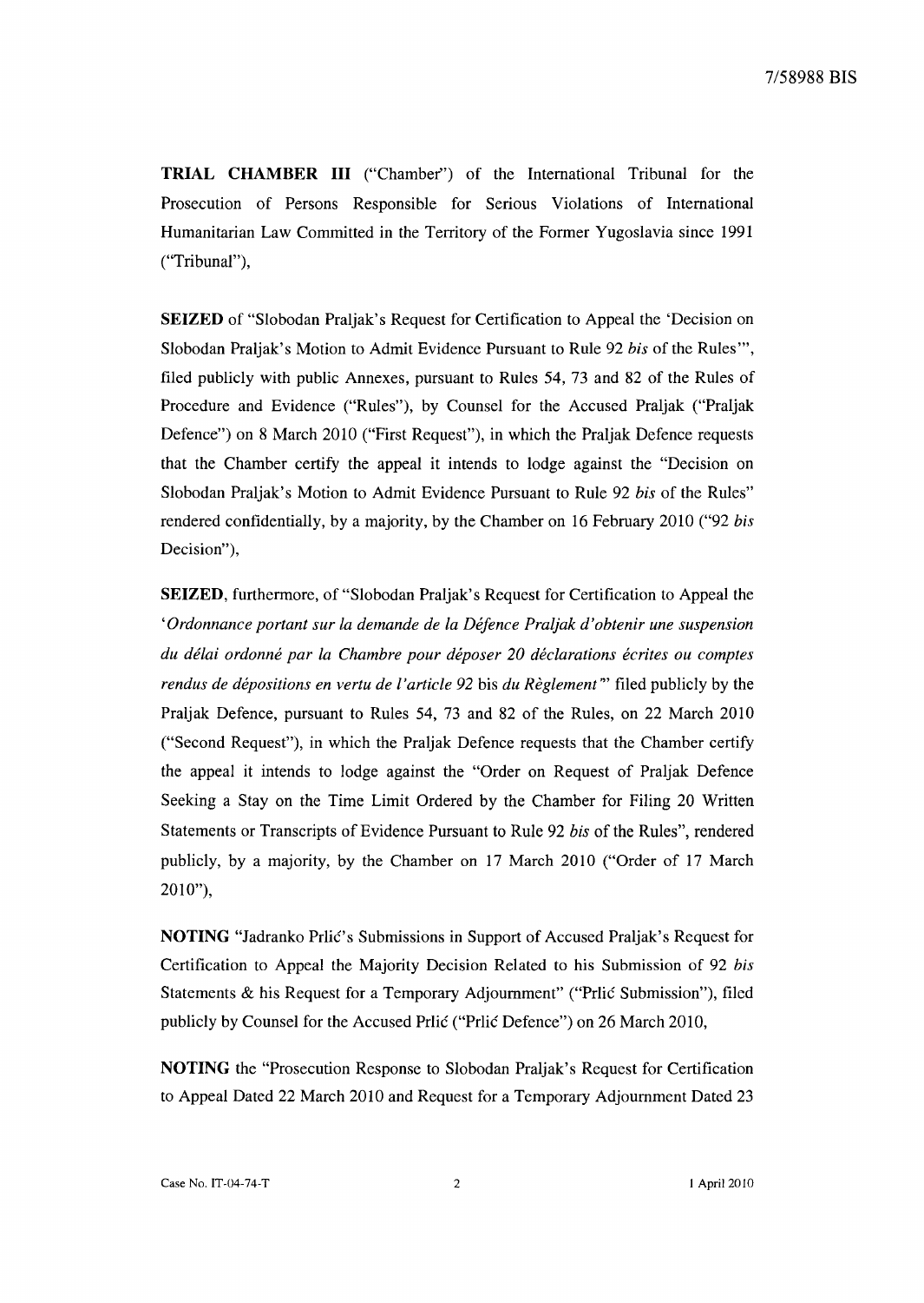**TRIAL CHAMBER III** ("Chamber") of the International Tribunal for the Prosecution of Persons Responsible for Serious Violations of International Humanitarian Law Committed in the Territory of the Former Yugoslavia since 1991 ("Tribunal"),

**SEIZED** of "Slobodan Praljak's Request for Certification to Appeal the 'Decision on Slobodan Praljak's Motion to Admit Evidence Pursuant to Rule 92 *bis* of the Rules'", filed publicly with public Annexes, pursuant to Rules 54, 73 and 82 of the Rules of Procedure and Evidence ("Rules"), by Counsel for the Accused Praljak ("Praljak Defence") on 8 March 2010 ("First Request"), in which the Praljak Defence requests that the Chamber certify the appeal it intends to lodge against the "Decision on Slobodan Praljak's Motion to Admit Evidence Pursuant to Rule 92 *bis* of the Rules" rendered confidentially, by a majority, by the Chamber on 16 February 2010 ("92 *bis* Decision"),

**SEIZED**, furthermore, of "Slobodan Praljak's Request for Certification to Appeal the '*Ordonnance portant sur la demande de la Défence Praljak d'obtenir une suspension du délai ordonné par la Chambre pour déposer 20 déclarations écrites ou comptes rendus de dépositions en vertu de l'article 92* bis *du Règlement*'" filed publicly by the Praljak Defence, pursuant to Rules 54, 73 and 82 of the Rules, on 22 March 2010 ("Second Request"), in which the Praljak Defence requests that the Chamber certify the appeal it intends to lodge against the "Order on Request of Praljak Defence Seeking a Stay on the Time Limit Ordered by the Chamber for Filing 20 Written Statements or Transcripts of Evidence Pursuant to Rule 92 *bis* of the Rules", rendered publicly, by a majority, by the Chamber on 17 March 2010 ("Order of 17 March 2010"),

**NOTING** "Jadranko Prlić's Submissions in Support of Accused Praljak's Request for Certification to Appeal the Majority Decision Related to his Submission of 92 *bis* Statements & his Request for a Temporary Adjournment" ("Prlić Submission"), filed publicly by Counsel for the Accused Prlić ("Prlić Defence") on 26 March 2010,

**NOTING** the "Prosecution Response to Slobodan Praljak's Request for Certification to Appeal Dated 22 March 2010 and Request for a Temporary Adjournment Dated 23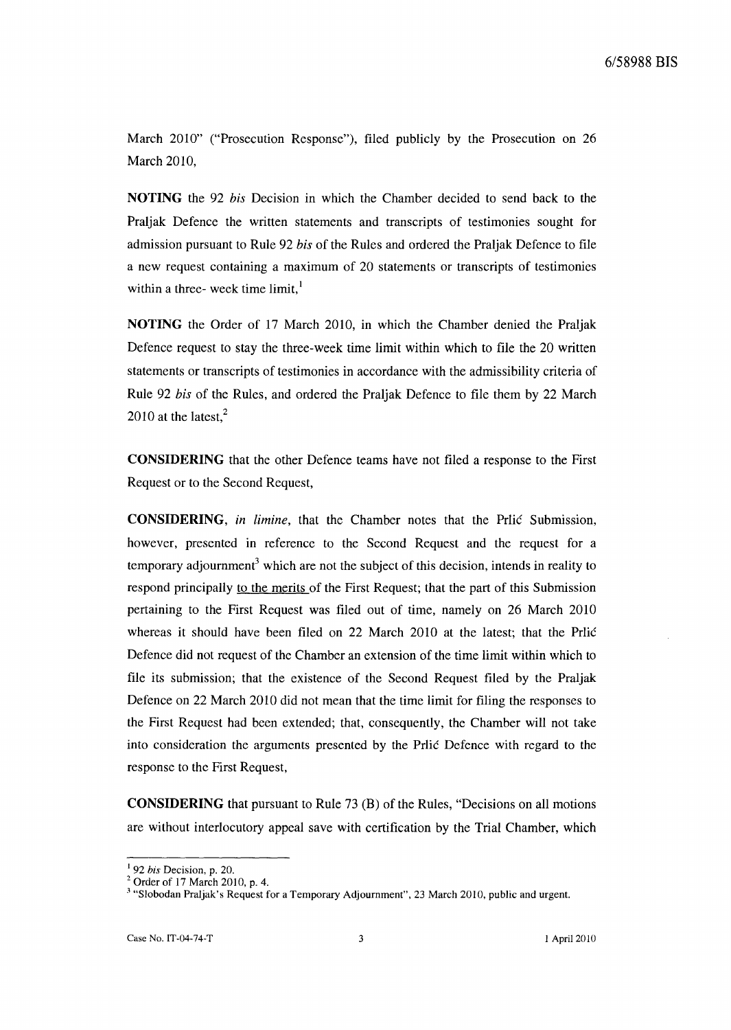March 2010" ("Prosecution Response"), filed publicly by the Prosecution on 26 March 2010,

**NOTING** the 92 *bis* Decision in which the Chamber decided to send back to the Praljak Defence the written statements and transcripts of testimonies sought for admission pursuant to Rule 92 *bis* of the Rules and ordered the Praljak Defence to file a new request containing a maximum of 20 statements or transcripts of testimonies within a three- week time limit,[1]

**NOTING** the Order of 17 March 2010, in which the Chamber denied the Praljak Defence request to stay the three-week time limit within which to file the 20 written statements or transcripts of testimonies in accordance with the admissibility criteria of Rule 92 *bis* of the Rules, and ordered the Praljak Defence to file them by 22 March 2010 at the latest,[2]

**CONSIDERING** that the other Defence teams have not filed a response to the First Request or to the Second Request,

**CONSIDERING**, *in limine*, that the Chamber notes that the Prlić Submission, however, presented in reference to the Second Request and the request for a temporary adjournment[3] which are not the subject of this decision, intends in reality to respond principally to the merits of the First Request; that the part of this Submission pertaining to the First Request was filed out of time, namely on 26 March 2010 whereas it should have been filed on 22 March 2010 at the latest; that the Prlić Defence did not request of the Chamber an extension of the time limit within which to file its submission; that the existence of the Second Request filed by the Praljak Defence on 22 March 2010 did not mean that the time limit for filing the responses to the First Request had been extended; that, consequently, the Chamber will not take into consideration the arguments presented by the Prlić Defence with regard to the response to the First Request,

**CONSIDERING** that pursuant to Rule 73 (B) of the Rules, "Decisions on all motions are without interlocutory appeal save with certification by the Trial Chamber, which

---

[1] 92 *bis* Decision, p. 20.

[2] Order of 17 March 2010, p. 4.

[3] "Slobodan Praljak's Request for a Temporary Adjournment", 23 March 2010, public and urgent.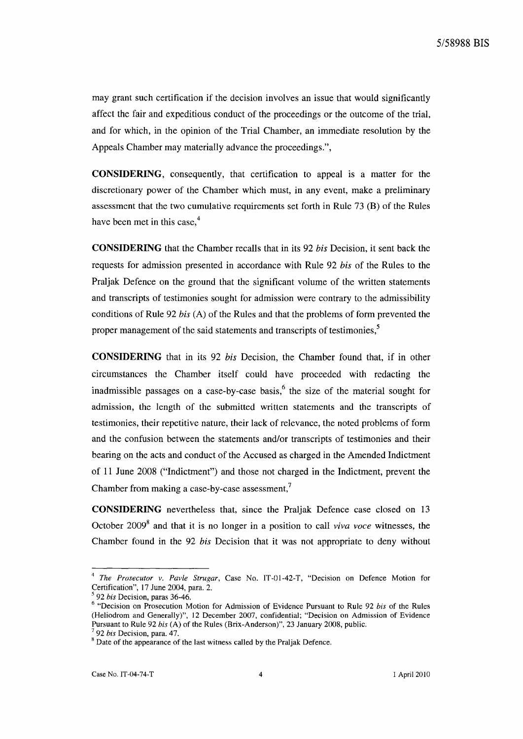may grant such certification if the decision involves an issue that would significantly affect the fair and expeditious conduct of the proceedings or the outcome of the trial, and for which, in the opinion of the Trial Chamber, an immediate resolution by the Appeals Chamber may materially advance the proceedings.",

**CONSIDERING**, consequently, that certification to appeal is a matter for the discretionary power of the Chamber which must, in any event, make a preliminary assessment that the two cumulative requirements set forth in Rule 73 (B) of the Rules have been met in this case,[4]

**CONSIDERING** that the Chamber recalls that in its 92 *bis* Decision, it sent back the requests for admission presented in accordance with Rule 92 *bis* of the Rules to the Praljak Defence on the ground that the significant volume of the written statements and transcripts of testimonies sought for admission were contrary to the admissibility conditions of Rule 92 *bis* (A) of the Rules and that the problems of form prevented the proper management of the said statements and transcripts of testimonies,[5]

**CONSIDERING** that in its 92 *bis* Decision, the Chamber found that, if in other circumstances the Chamber itself could have proceeded with redacting the inadmissible passages on a case-by-case basis,[6] the size of the material sought for admission, the length of the submitted written statements and the transcripts of testimonies, their repetitive nature, their lack of relevance, the noted problems of form and the confusion between the statements and/or transcripts of testimonies and their bearing on the acts and conduct of the Accused as charged in the Amended Indictment of 11 June 2008 ("Indictment") and those not charged in the Indictment, prevent the Chamber from making a case-by-case assessment,[7]

**CONSIDERING** nevertheless that, since the Praljak Defence case closed on 13 October 2009[8] and that it is no longer in a position to call *viva voce* witnesses, the Chamber found in the 92 *bis* Decision that it was not appropriate to deny without

---

[4] *The Prosecutor v. Pavle Strugar*, Case No. IT-01-42-T, "Decision on Defence Motion for Certification", 17 June 2004, para. 2.

[5] 92 *bis* Decision, paras 36-46.

[6] "Decision on Prosecution Motion for Admission of Evidence Pursuant to Rule 92 *bis* of the Rules (Heliodrom and Generally)", 12 December 2007, confidential; "Decision on Admission of Evidence Pursuant to Rule 92 *bis* (A) of the Rules (Brix-Anderson)", 23 January 2008, public.

[7] 92 *bis* Decision, para. 47.

[8] Date of the appearance of the last witness called by the Praljak Defence.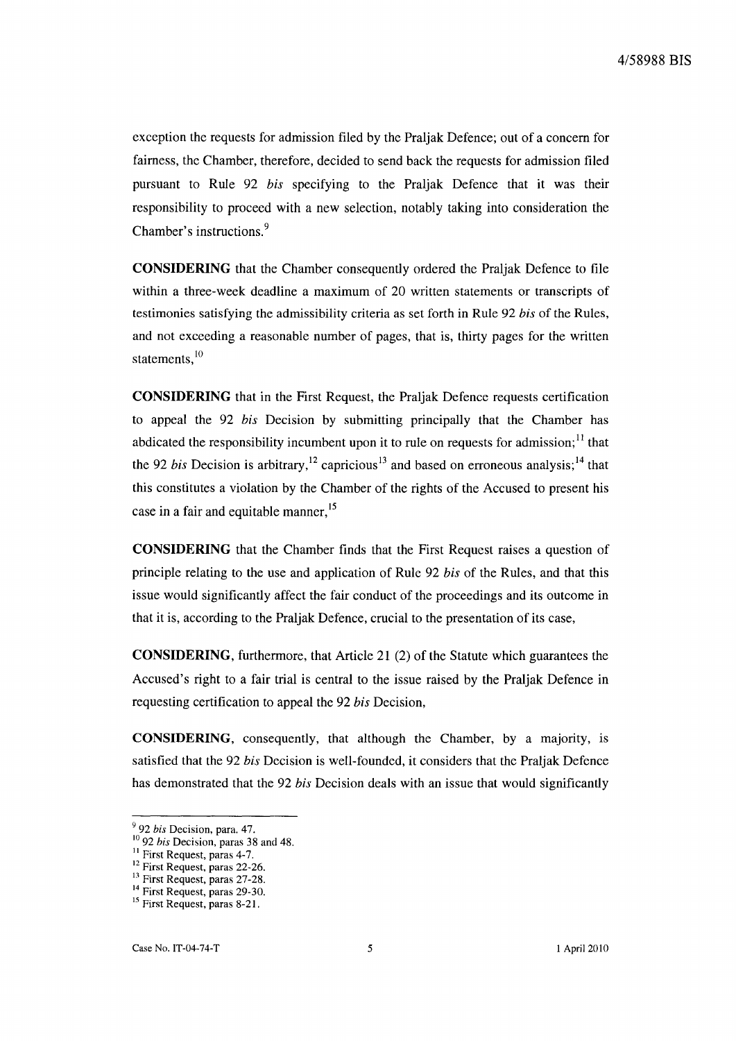exception the requests for admission filed by the Praljak Defence; out of a concern for fairness, the Chamber, therefore, decided to send back the requests for admission filed pursuant to Rule 92 *bis* specifying to the Praljak Defence that it was their responsibility to proceed with a new selection, notably taking into consideration the Chamber's instructions.[9]

**CONSIDERING** that the Chamber consequently ordered the Praljak Defence to file within a three-week deadline a maximum of 20 written statements or transcripts of testimonies satisfying the admissibility criteria as set forth in Rule 92 *bis* of the Rules, and not exceeding a reasonable number of pages, that is, thirty pages for the written statements,[10]

**CONSIDERING** that in the First Request, the Praljak Defence requests certification to appeal the 92 *bis* Decision by submitting principally that the Chamber has abdicated the responsibility incumbent upon it to rule on requests for admission;[11] that the 92 *bis* Decision is arbitrary,[12] capricious[13] and based on erroneous analysis;[14] that this constitutes a violation by the Chamber of the rights of the Accused to present his case in a fair and equitable manner,[15]

**CONSIDERING** that the Chamber finds that the First Request raises a question of principle relating to the use and application of Rule 92 *bis* of the Rules, and that this issue would significantly affect the fair conduct of the proceedings and its outcome in that it is, according to the Praljak Defence, crucial to the presentation of its case,

**CONSIDERING**, furthermore, that Article 21 (2) of the Statute which guarantees the Accused's right to a fair trial is central to the issue raised by the Praljak Defence in requesting certification to appeal the 92 *bis* Decision,

**CONSIDERING**, consequently, that although the Chamber, by a majority, is satisfied that the 92 *bis* Decision is well-founded, it considers that the Praljak Defence has demonstrated that the 92 *bis* Decision deals with an issue that would significantly

---

[9] 92 *bis* Decision, para. 47.
[10] 92 *bis* Decision, paras 38 and 48.
[11] First Request, paras 4-7.
[12] First Request, paras 22-26.
[13] First Request, paras 27-28.
[14] First Request, paras 29-30.
[15] First Request, paras 8-21.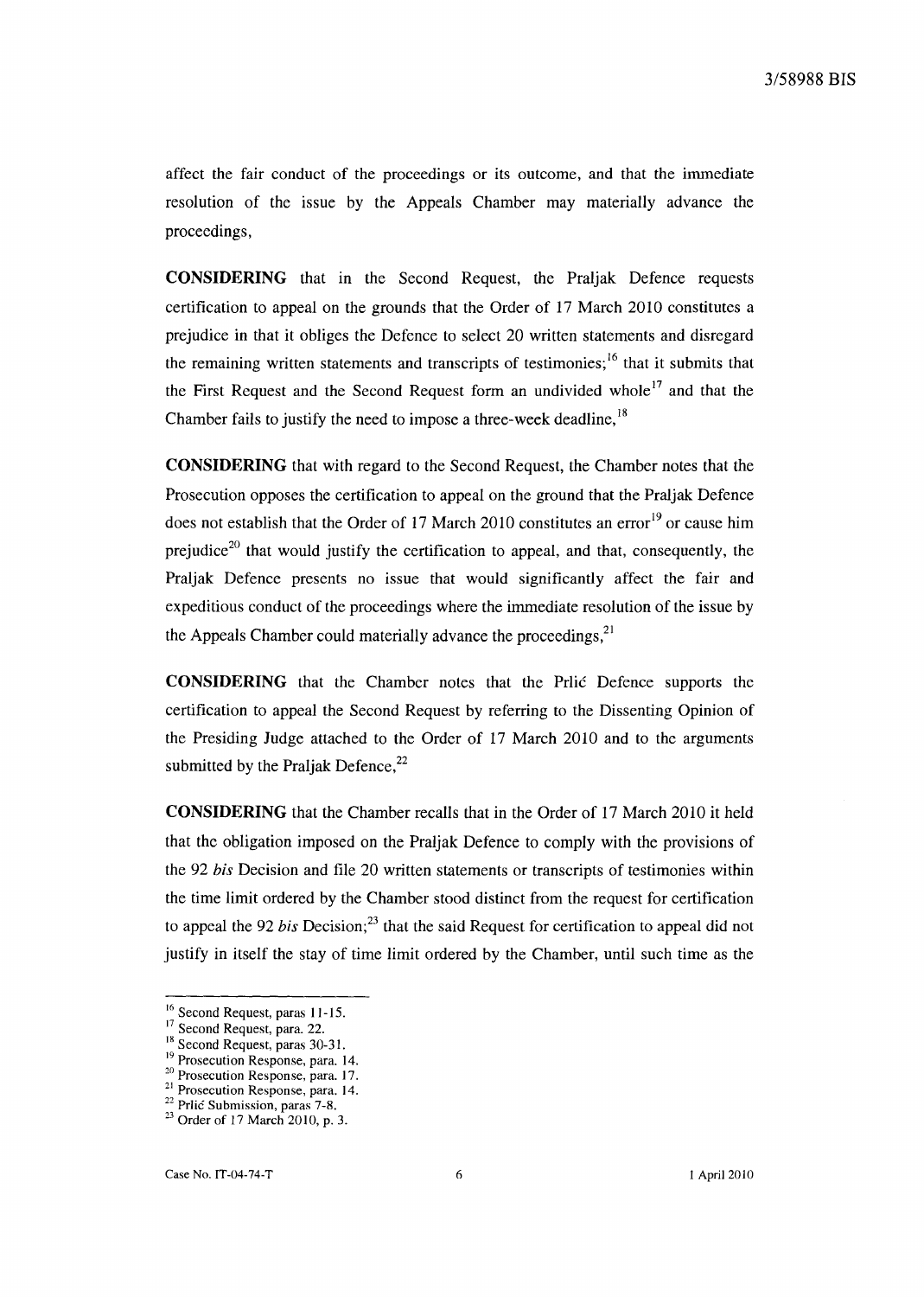affect the fair conduct of the proceedings or its outcome, and that the immediate resolution of the issue by the Appeals Chamber may materially advance the proceedings,

**CONSIDERING** that in the Second Request, the Praljak Defence requests certification to appeal on the grounds that the Order of 17 March 2010 constitutes a prejudice in that it obliges the Defence to select 20 written statements and disregard the remaining written statements and transcripts of testimonies;[16] that it submits that the First Request and the Second Request form an undivided whole[17] and that the Chamber fails to justify the need to impose a three-week deadline,[18]

**CONSIDERING** that with regard to the Second Request, the Chamber notes that the Prosecution opposes the certification to appeal on the ground that the Praljak Defence does not establish that the Order of 17 March 2010 constitutes an error[19] or cause him prejudice[20] that would justify the certification to appeal, and that, consequently, the Praljak Defence presents no issue that would significantly affect the fair and expeditious conduct of the proceedings where the immediate resolution of the issue by the Appeals Chamber could materially advance the proceedings,[21]

**CONSIDERING** that the Chamber notes that the Prlić Defence supports the certification to appeal the Second Request by referring to the Dissenting Opinion of the Presiding Judge attached to the Order of 17 March 2010 and to the arguments submitted by the Praljak Defence,[22]

**CONSIDERING** that the Chamber recalls that in the Order of 17 March 2010 it held that the obligation imposed on the Praljak Defence to comply with the provisions of the 92 *bis* Decision and file 20 written statements or transcripts of testimonies within the time limit ordered by the Chamber stood distinct from the request for certification to appeal the 92 *bis* Decision;[23] that the said Request for certification to appeal did not justify in itself the stay of time limit ordered by the Chamber, until such time as the

---

[16] Second Request, paras 11-15.
[17] Second Request, para. 22.
[18] Second Request, paras 30-31.
[19] Prosecution Response, para. 14.
[20] Prosecution Response, para. 17.
[21] Prosecution Response, para. 14.
[22] Prlić Submission, paras 7-8.
[23] Order of 17 March 2010, p. 3.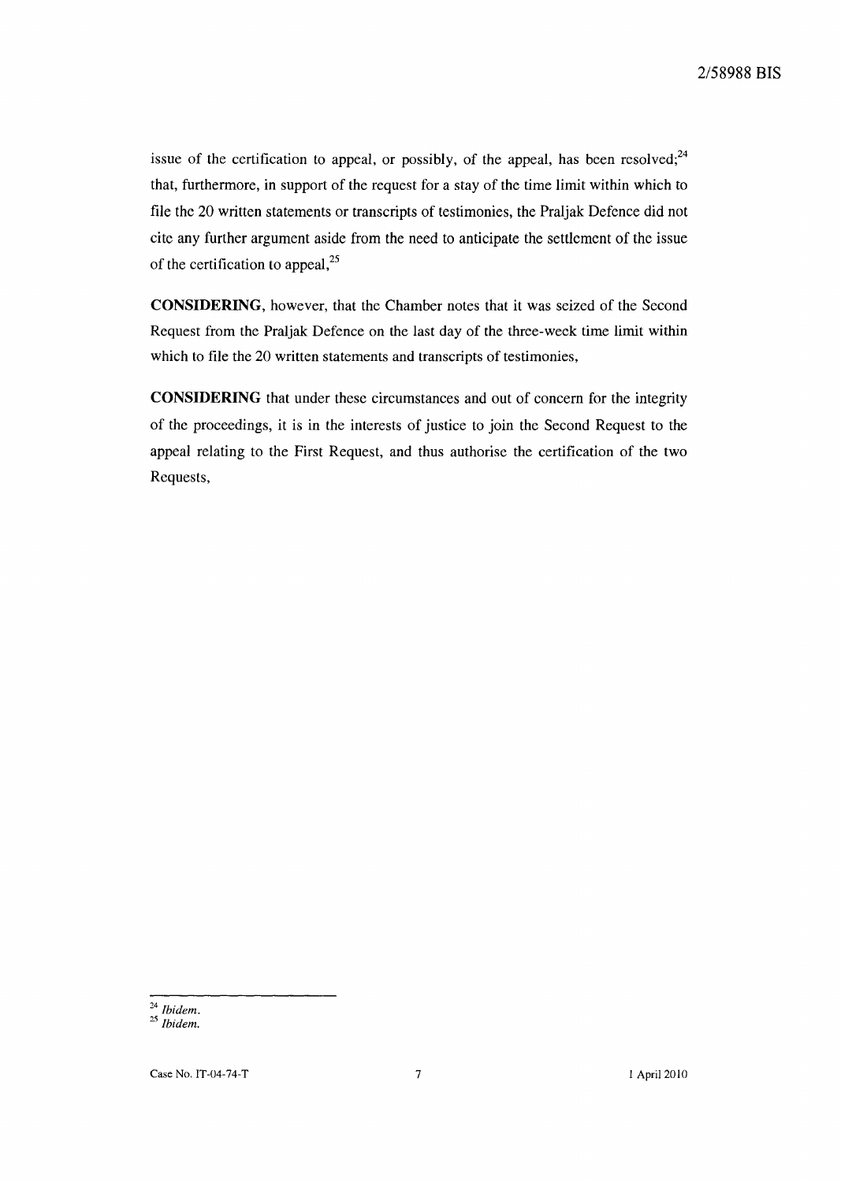issue of the certification to appeal, or possibly, of the appeal, has been resolved;[24] that, furthermore, in support of the request for a stay of the time limit within which to file the 20 written statements or transcripts of testimonies, the Praljak Defence did not cite any further argument aside from the need to anticipate the settlement of the issue of the certification to appeal,[25]

**CONSIDERING**, however, that the Chamber notes that it was seized of the Second Request from the Praljak Defence on the last day of the three-week time limit within which to file the 20 written statements and transcripts of testimonies,

**CONSIDERING** that under these circumstances and out of concern for the integrity of the proceedings, it is in the interests of justice to join the Second Request to the appeal relating to the First Request, and thus authorise the certification of the two Requests,

---

[24] *Ibidem.*

[25] *Ibidem.*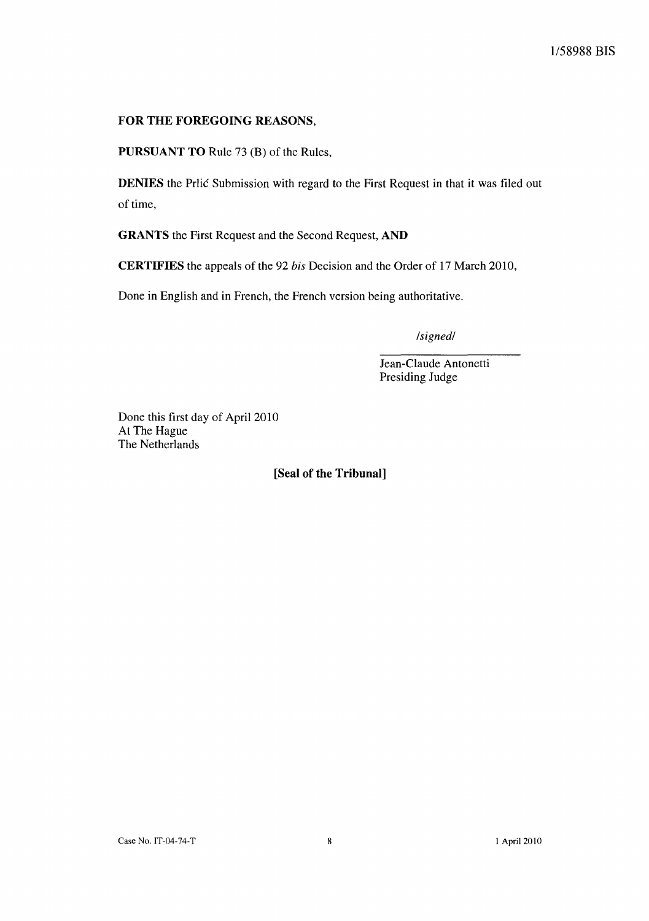**FOR THE FOREGOING REASONS,**

**PURSUANT TO** Rule 73 (B) of the Rules,

**DENIES** the Prlić Submission with regard to the First Request in that it was filed out of time,

**GRANTS** the First Request and the Second Request, **AND**

**CERTIFIES** the appeals of the 92 *bis* Decision and the Order of 17 March 2010,

Done in English and in French, the French version being authoritative.

*/signed/*

Jean-Claude Antonetti
Presiding Judge

Done this first day of April 2010
At The Hague
The Netherlands

**[Seal of the Tribunal]**